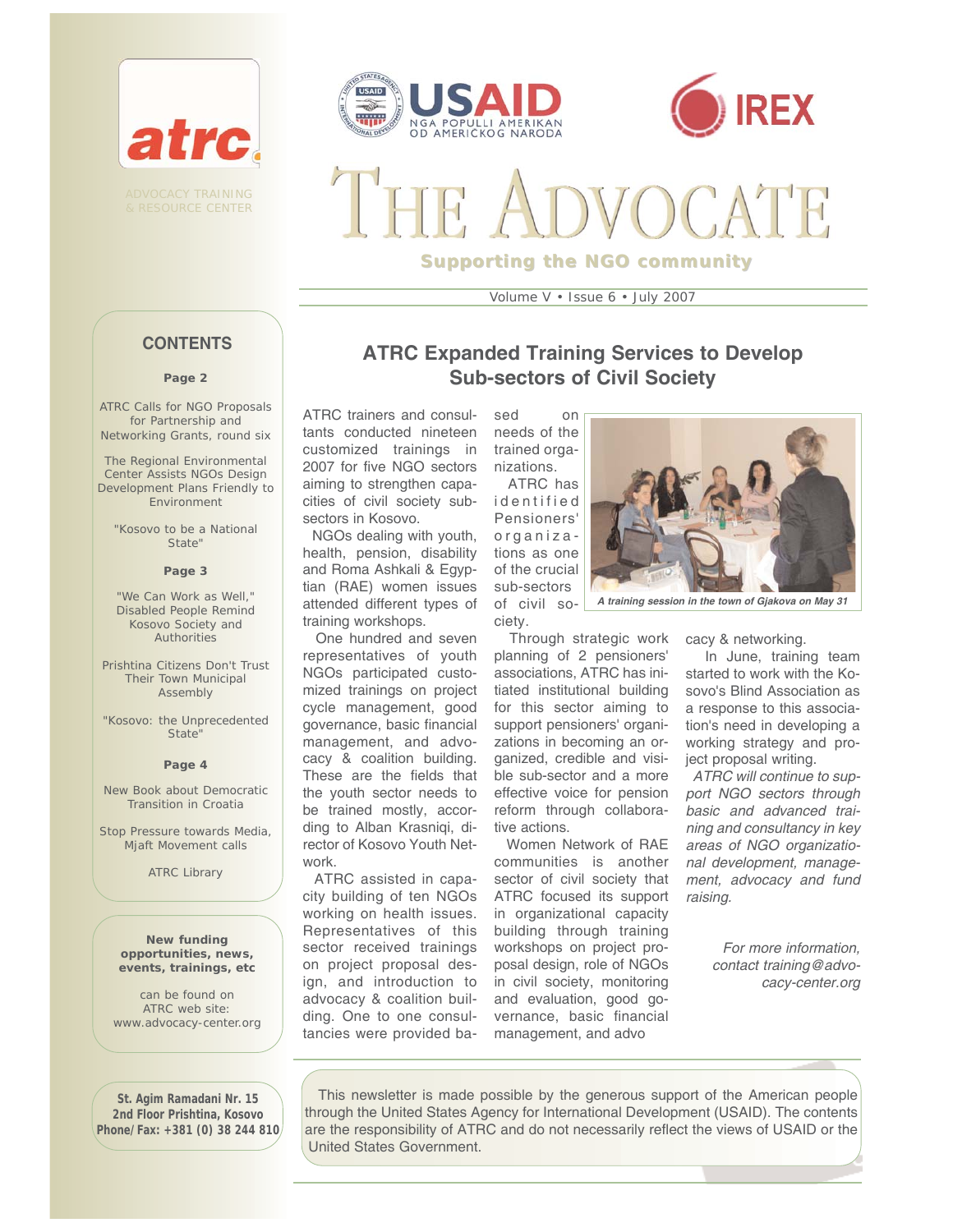atrc

ADVOCACY TRAINING & RESOURCE CENTER

USAID — NGA POPULLI AMERIKAN OD AMERIČKOG NARODA

IREX

# THE ADVOCATE

**Supporting the NGO community**

Volume V • Issue 6 • July 2007

## CONTENTS

**Page 2**

ATRC Calls for NGO Proposals for Partnership and Networking Grants, round six

The Regional Environmental Center Assists NGOs Design Development Plans Friendly to Environment

"Kosovo to be a National State"

**Page 3**

"We Can Work as Well," Disabled People Remind Kosovo Society and Authorities

Prishtina Citizens Don't Trust Their Town Municipal Assembly

"Kosovo: the Unprecedented State"

**Page 4**

New Book about Democratic Transition in Croatia

Stop Pressure towards Media, Mjaft Movement calls

ATRC Library

**New funding opportunities, news, events, trainings, etc**

can be found on ATRC web site: www.advocacy-center.org

**St. Agim Ramadani Nr. 15**
**2nd Floor Prishtina, Kosovo**
**Phone/Fax: +381 (0) 38 244 810**

## ATRC Expanded Training Services to Develop Sub-sectors of Civil Society

ATRC trainers and consultants conducted nineteen customized trainings in 2007 for five NGO sectors aiming to strengthen capacities of civil society subsectors in Kosovo.

NGOs dealing with youth, health, pension, disability and Roma Ashkali & Egyptian (RAE) women issues attended different types of training workshops.

One hundred and seven representatives of youth NGOs participated customized trainings on project cycle management, good governance, basic financial management, and advocacy & coalition building. These are the fields that the youth sector needs to be trained mostly, according to Alban Krasniqi, director of Kosovo Youth Network.

ATRC assisted in capacity building of ten NGOs working on health issues. Representatives of this sector received trainings on project proposal design, and introduction to advocacy & coalition building. One to one consultancies were provided based on needs of the trained organizations.

ATRC has identified Pensioners' organizations as one of the crucial sub-sectors of civil society.

*A training session in the town of Gjakova on May 31*

Through strategic work planning of 2 pensioners' associations, ATRC has initiated institutional building for this sector aiming to support pensioners' organizations in becoming an organized, credible and visible sub-sector and a more effective voice for pension reform through collaborative actions.

Women Network of RAE communities is another sector of civil society that ATRC focused its support in organizational capacity building through training workshops on project proposal design, role of NGOs in civil society, monitoring and evaluation, good governance, basic financial management, and advocacy & networking.

In June, training team started to work with the Kosovo's Blind Association as a response to this association's need in developing a working strategy and project proposal writing.

*ATRC will continue to support NGO sectors through basic and advanced training and consultancy in key areas of NGO organizational development, management, advocacy and fund raising.*

*For more information, contact training@advocacy-center.org*

This newsletter is made possible by the generous support of the American people through the United States Agency for International Development (USAID). The contents are the responsibility of ATRC and do not necessarily reflect the views of USAID or the United States Government.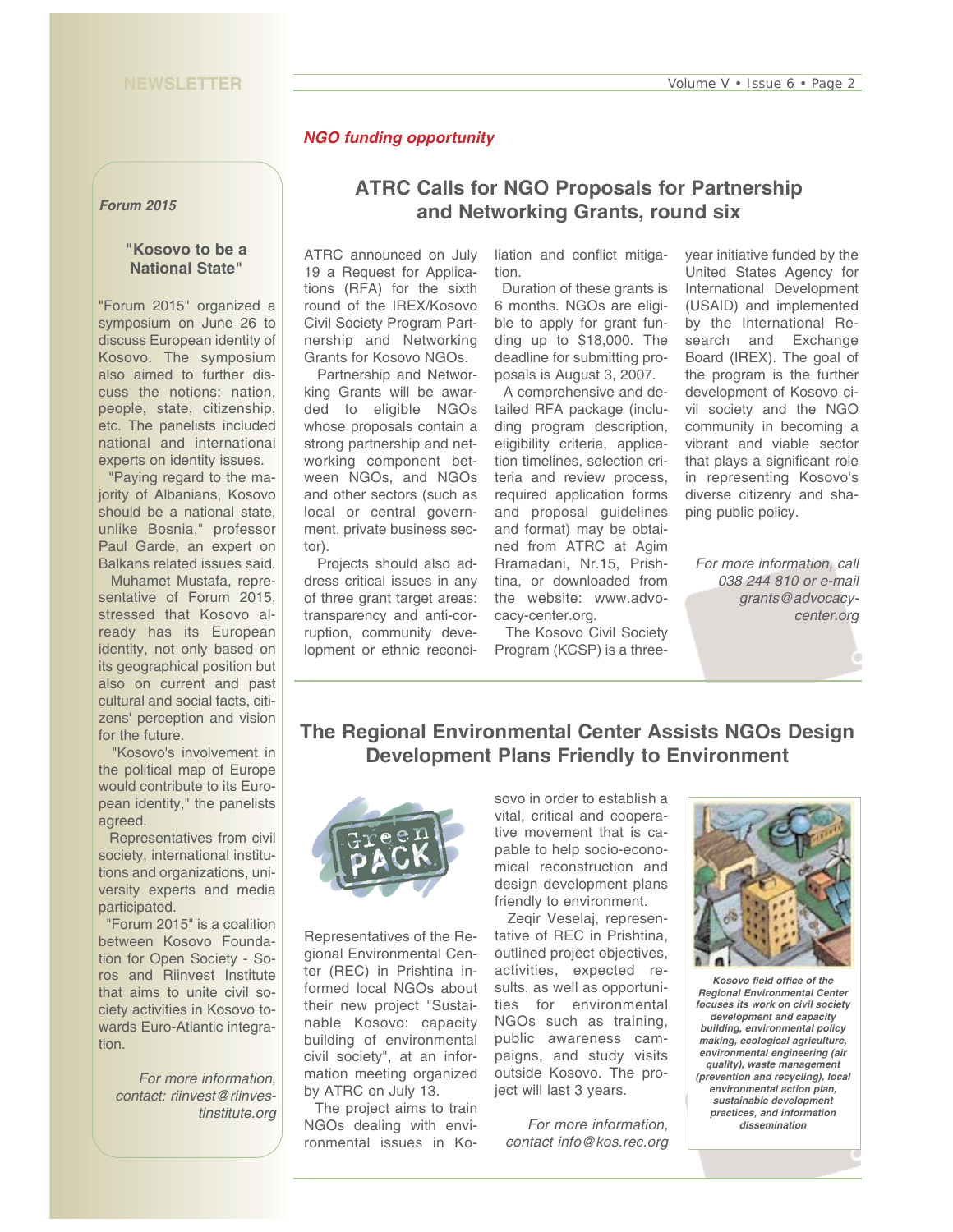## Forum 2015

### "Kosovo to be a National State"

"Forum 2015" organized a symposium on June 26 to discuss European identity of Kosovo. The symposium also aimed to further discuss the notions: nation, people, state, citizenship, etc. The panelists included national and international experts on identity issues.

"Paying regard to the majority of Albanians, Kosovo should be a national state, unlike Bosnia," professor Paul Garde, an expert on Balkans related issues said.

Muhamet Mustafa, representative of Forum 2015, stressed that Kosovo already has its European identity, not only based on its geographical position but also on current and past cultural and social facts, citizens' perception and vision for the future.

"Kosovo's involvement in the political map of Europe would contribute to its European identity," the panelists agreed.

Representatives from civil society, international institutions and organizations, university experts and media participated.

"Forum 2015" is a coalition between Kosovo Foundation for Open Society - Soros and Riinvest Institute that aims to unite civil society activities in Kosovo towards Euro-Atlantic integration.

*For more information, contact: riinvest@riinvestinstitute.org*

***NGO funding opportunity***

## ATRC Calls for NGO Proposals for Partnership and Networking Grants, round six

ATRC announced on July 19 a Request for Applications (RFA) for the sixth round of the IREX/Kosovo Civil Society Program Partnership and Networking Grants for Kosovo NGOs.

Partnership and Networking Grants will be awarded to eligible NGOs whose proposals contain a strong partnership and networking component between NGOs, and NGOs and other sectors (such as local or central government, private business sector).

Projects should also address critical issues in any of three grant target areas: transparency and anti-corruption, community development or ethnic reconciliation and conflict mitigation.

Duration of these grants is 6 months. NGOs are eligible to apply for grant funding up to $18,000. The deadline for submitting proposals is August 3, 2007.

A comprehensive and detailed RFA package (including program description, eligibility criteria, application timelines, selection criteria and review process, required application forms and proposal guidelines and format) may be obtained from ATRC at Agim Rramadani, Nr.15, Prishtina, or downloaded from the website: www.advocacy-center.org.

The Kosovo Civil Society Program (KCSP) is a three-year initiative funded by the United States Agency for International Development (USAID) and implemented by the International Research and Exchange Board (IREX). The goal of the program is the further development of Kosovo civil society and the NGO community in becoming a vibrant and viable sector that plays a significant role in representing Kosovo's diverse citizenry and shaping public policy.

*For more information, call 038 244 810 or e-mail grants@advocacy-center.org*

## The Regional Environmental Center Assists NGOs Design Development Plans Friendly to Environment

Representatives of the Regional Environmental Center (REC) in Prishtina informed local NGOs about their new project "Sustainable Kosovo: capacity building of environmental civil society", at an information meeting organized by ATRC on July 13.

The project aims to train NGOs dealing with environmental issues in Kosovo in order to establish a vital, critical and cooperative movement that is capable to help socio-economical reconstruction and design development plans friendly to environment.

Zeqir Veselaj, representative of REC in Prishtina, outlined project objectives, activities, expected results, as well as opportunities for environmental NGOs such as training, public awareness campaigns, and study visits outside Kosovo. The project will last 3 years.

*For more information, contact info@kos.rec.org*

***Kosovo field office of the Regional Environmental Center focuses its work on civil society development and capacity building, environmental policy making, ecological agriculture, environmental engineering (air quality), waste management (prevention and recycling), local environmental action plan, sustainable development practices, and information dissemination***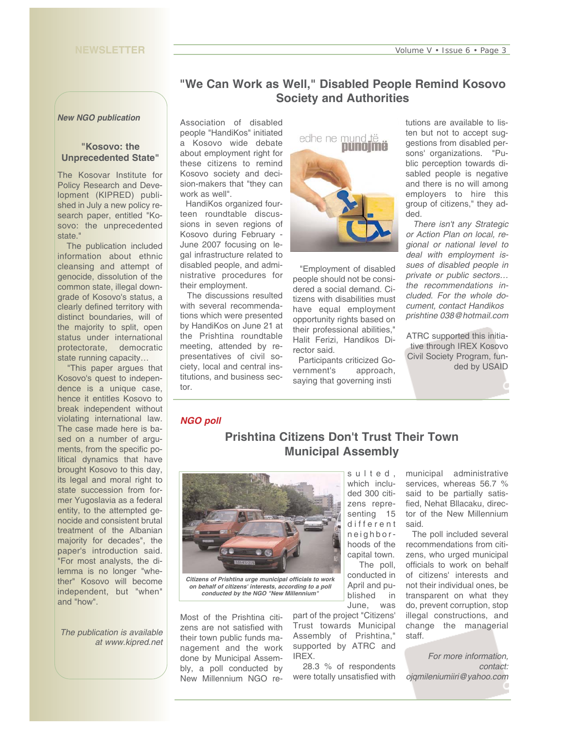## "We Can Work as Well," Disabled People Remind Kosovo Society and Authorities

Association of disabled people "HandiKos" initiated a Kosovo wide debate about employment right for these citizens to remind Kosovo society and decision-makers that "they can work as well".

HandiKos organized fourteen roundtable discussions in seven regions of Kosovo during February - June 2007 focusing on legal infrastructure related to disabled people, and administrative procedures for their employment.

The discussions resulted with several recommendations which were presented by HandiKos on June 21 at the Prishtina roundtable meeting, attended by representatives of civil society, local and central institutions, and business sector.

"Employment of disabled people should not be considered a social demand. Citizens with disabilities must have equal employment opportunity rights based on their professional abilities," Halit Ferizi, Handikos Director said.

Participants criticized Government's approach, saying that governing institutions are available to listen but not to accept suggestions from disabled persons' organizations. "Public perception towards disabled people is negative and there is no will among employers to hire this group of citizens," they added.

*There isn't any Strategic or Action Plan on local, regional or national level to deal with employment issues of disabled people in private or public sectors… the recommendations included. For the whole document, contact Handikos prishtine 038@hotmail.com*

ATRC supported this initiative through IREX Kosovo Civil Society Program, funded by USAID

*New NGO publication*

### "Kosovo: the Unprecedented State"

The Kosovar Institute for Policy Research and Development (KIPRED) published in July a new policy research paper, entitled "Kosovo: the unprecedented state."

The publication included information about ethnic cleansing and attempt of genocide, dissolution of the common state, illegal downgrade of Kosovo's status, a clearly defined territory with distinct boundaries, will of the majority to split, open status under international protectorate, democratic state running capacity…

"This paper argues that Kosovo's quest to independence is a unique case, hence it entitles Kosovo to break independent without violating international law. The case made here is based on a number of arguments, from the specific political dynamics that have brought Kosovo to this day, its legal and moral right to state succession from former Yugoslavia as a federal entity, to the attempted genocide and consistent brutal treatment of the Albanian majority for decades", the paper's introduction said. "For most analysts, the dilemma is no longer "whether" Kosovo will become independent, but "when" and "how".

*The publication is available at www.kipred.net*

*NGO poll*

## Prishtina Citizens Don't Trust Their Town Municipal Assembly

*Citizens of Prishtina urge municipal officials to work on behalf of citizens' interests, according to a poll conducted by the NGO "New Millennium"*

Most of the Prishtina citizens are not satisfied with their town public funds management and the work done by Municipal Assembly, a poll conducted by New Millennium NGO resulted, which included 300 citizens representing 15 different neighborhoods of the capital town.

The poll, conducted in April and published in June, was part of the project "Citizens' Trust towards Municipal Assembly of Prishtina," supported by ATRC and IREX.

28.3 % of respondents were totally unsatisfied with municipal administrative services, whereas 56.7 % said to be partially satisfied, Nehat Bllacaku, director of the New Millennium said.

The poll included several recommendations from citizens, who urged municipal officials to work on behalf of citizens' interests and not their individual ones, be transparent on what they do, prevent corruption, stop illegal constructions, and change the managerial staff.

*For more information, contact: ojqmileniumiiri@yahoo.com*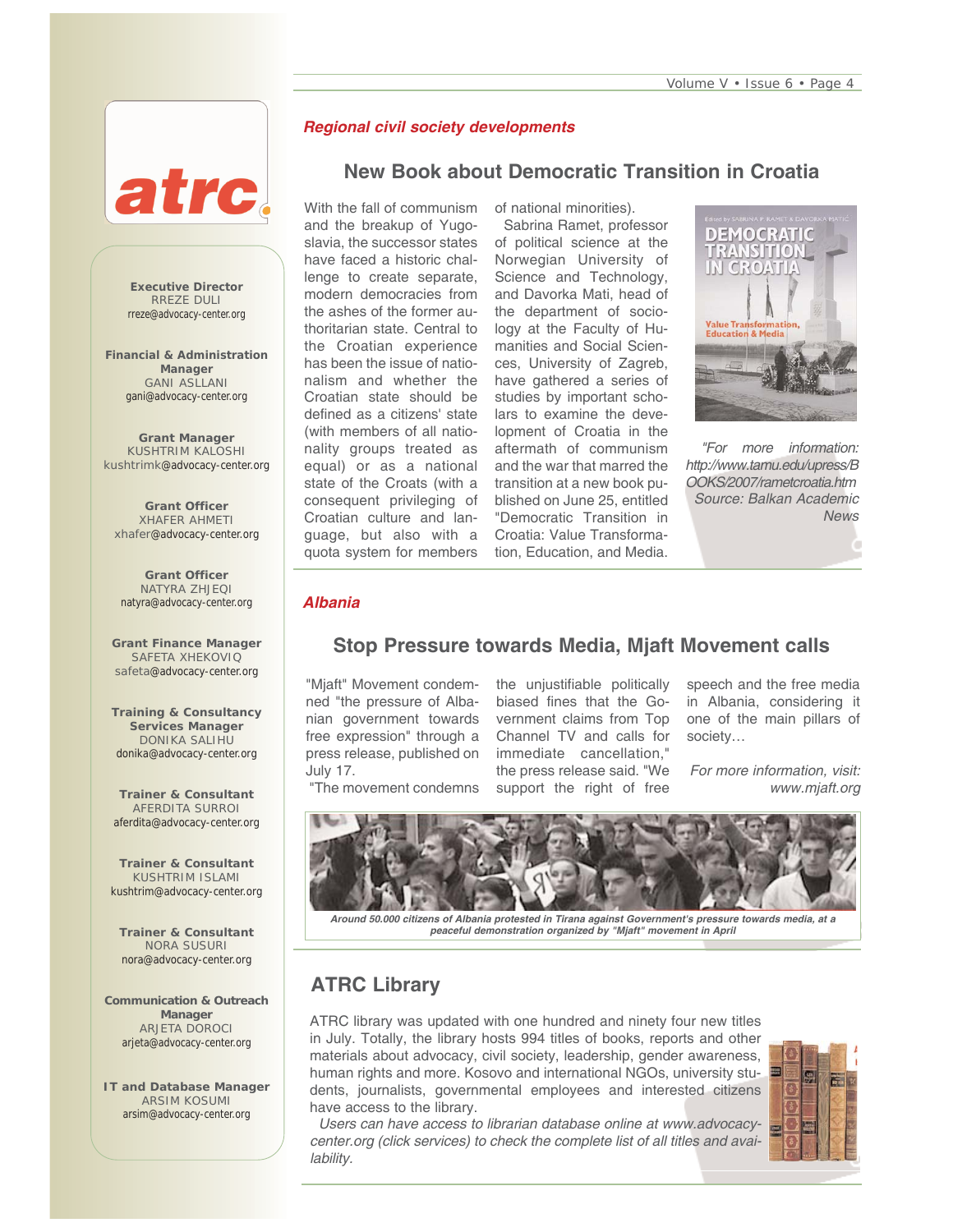**Executive Director**
RREZE DULI
rreze@advocacy-center.org

**Financial & Administration Manager**
GANI ASLLANI
gani@advocacy-center.org

**Grant Manager**
KUSHTRIM KALOSHI
kushtrimk@advocacy-center.org

**Grant Officer**
XHAFER AHMETI
xhafer@advocacy-center.org

**Grant Officer**
NATYRA ZHJEQI
natyra@advocacy-center.org

**Grant Finance Manager**
SAFETA XHEKOVIQ
safeta@advocacy-center.org

**Training & Consultancy Services Manager**
DONIKA SALIHU
donika@advocacy-center.org

**Trainer & Consultant**
AFERDITA SURROI
aferdita@advocacy-center.org

**Trainer & Consultant**
KUSHTRIM ISLAMI
kushtrim@advocacy-center.org

**Trainer & Consultant**
NORA SUSURI
nora@advocacy-center.org

**Communication & Outreach Manager**
ARJETA DOROCI
arjeta@advocacy-center.org

**IT and Database Manager**
ARSIM KOSUMI
arsim@advocacy-center.org

***Regional civil society developments***

## New Book about Democratic Transition in Croatia

With the fall of communism and the breakup of Yugoslavia, the successor states have faced a historic challenge to create separate, modern democracies from the ashes of the former authoritarian state. Central to the Croatian experience has been the issue of nationalism and whether the Croatian state should be defined as a citizens' state (with members of all nationality groups treated as equal) or as a national state of the Croats (with a consequent privileging of Croatian culture and language, but also with a quota system for members of national minorities).

Sabrina Ramet, professor of political science at the Norwegian University of Science and Technology, and Davorka Mati, head of the department of sociology at the Faculty of Humanities and Social Sciences, University of Zagreb, have gathered a series of studies by important scholars to examine the development of Croatia in the aftermath of communism and the war that marred the transition at a new book published on June 25, entitled "Democratic Transition in Croatia: Value Transformation, Education, and Media.

*"For more information: http://www.tamu.edu/upress/BOOKS/2007/rametcroatia.htm Source: Balkan Academic News*

***Albania***

## Stop Pressure towards Media, Mjaft Movement calls

"Mjaft" Movement condemned "the pressure of Albanian government towards free expression" through a press release, published on July 17.

"The movement condemns the unjustifiable politically biased fines that the Government claims from Top Channel TV and calls for immediate cancellation," the press release said. "We support the right of free speech and the free media in Albania, considering it one of the main pillars of society…

*For more information, visit: www.mjaft.org*

***Around 50.000 citizens of Albania protested in Tirana against Government's pressure towards media, at a peaceful demonstration organized by "Mjaft" movement in April***

## ATRC Library

ATRC library was updated with one hundred and ninety four new titles in July. Totally, the library hosts 994 titles of books, reports and other materials about advocacy, civil society, leadership, gender awareness, human rights and more. Kosovo and international NGOs, university students, journalists, governmental employees and interested citizens have access to the library.

*Users can have access to librarian database online at www.advocacy-center.org (click services) to check the complete list of all titles and availability.*